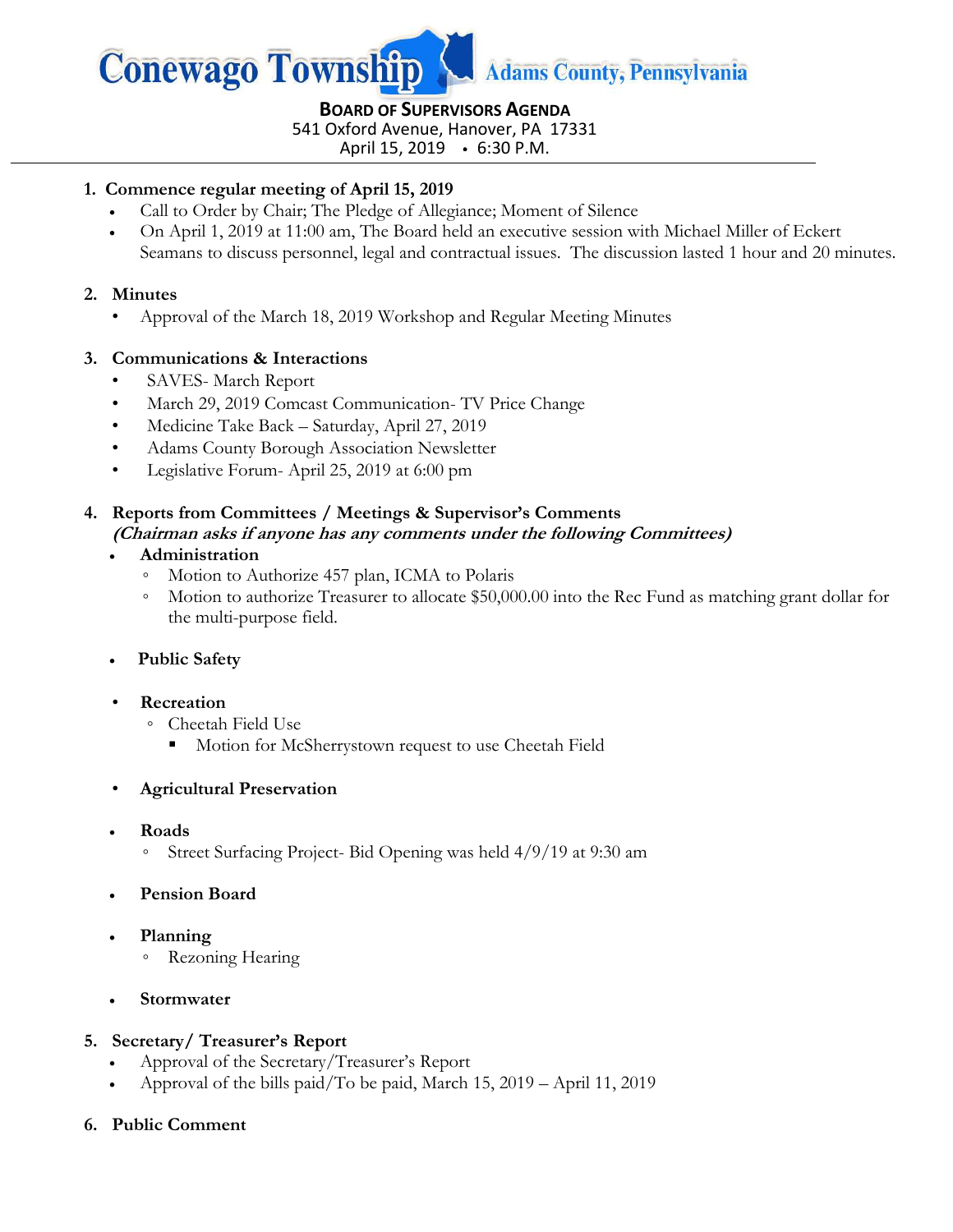# Conewago Township Adams County, Pennsylvania

**BOARD OF SUPERVISORS AGENDA**
541 Oxford Avenue, Hanover, PA 17331
April 15, 2019 • 6:30 P.M.

---

1. **Commence regular meeting of April 15, 2019**
   - Call to Order by Chair; The Pledge of Allegiance; Moment of Silence
   - On April 1, 2019 at 11:00 am, The Board held an executive session with Michael Miller of Eckert Seamans to discuss personnel, legal and contractual issues. The discussion lasted 1 hour and 20 minutes.

2. **Minutes**
   - Approval of the March 18, 2019 Workshop and Regular Meeting Minutes

3. **Communications & Interactions**
   - SAVES- March Report
   - March 29, 2019 Comcast Communication- TV Price Change
   - Medicine Take Back – Saturday, April 27, 2019
   - Adams County Borough Association Newsletter
   - Legislative Forum- April 25, 2019 at 6:00 pm

4. **Reports from Committees / Meetings & Supervisor's Comments**
   ***(Chairman asks if anyone has any comments under the following Committees)***
   - **Administration**
     - Motion to Authorize 457 plan, ICMA to Polaris
     - Motion to authorize Treasurer to allocate $50,000.00 into the Rec Fund as matching grant dollar for the multi-purpose field.
   - **Public Safety**
   - **Recreation**
     - Cheetah Field Use
       - Motion for McSherrystown request to use Cheetah Field
   - **Agricultural Preservation**
   - **Roads**
     - Street Surfacing Project- Bid Opening was held 4/9/19 at 9:30 am
   - **Pension Board**
   - **Planning**
     - Rezoning Hearing
   - **Stormwater**

5. **Secretary/ Treasurer's Report**
   - Approval of the Secretary/Treasurer's Report
   - Approval of the bills paid/To be paid, March 15, 2019 – April 11, 2019

6. **Public Comment**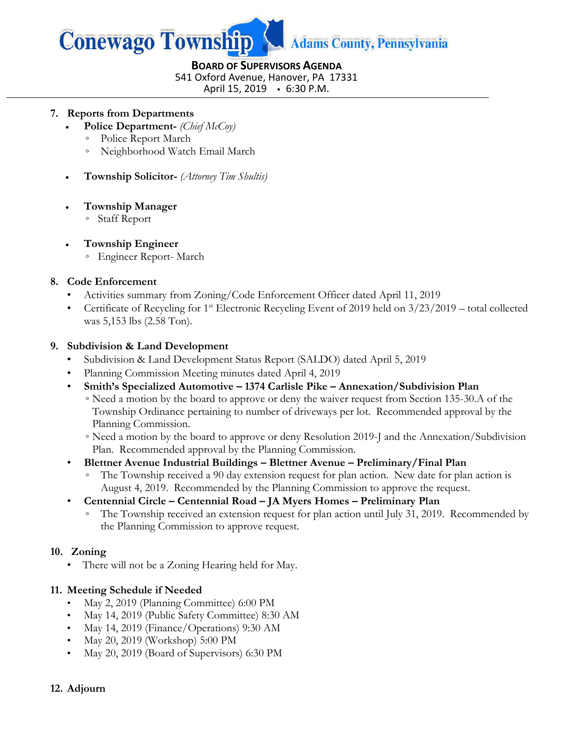# Conewago Township Adams County, Pennsylvania

**BOARD OF SUPERVISORS AGENDA**
541 Oxford Avenue, Hanover, PA 17331
April 15, 2019 • 6:30 P.M.

---

7. **Reports from Departments**
   - **Police Department-** *(Chief McCoy)*
     - Police Report March
     - Neighborhood Watch Email March
   - **Township Solicitor-** *(Attorney Tim Shultis)*
   - **Township Manager**
     - Staff Report
   - **Township Engineer**
     - Engineer Report- March

8. **Code Enforcement**
   - Activities summary from Zoning/Code Enforcement Officer dated April 11, 2019
   - Certificate of Recycling for 1st Electronic Recycling Event of 2019 held on 3/23/2019 – total collected was 5,153 lbs (2.58 Ton).

9. **Subdivision & Land Development**
   - Subdivision & Land Development Status Report (SALDO) dated April 5, 2019
   - Planning Commission Meeting minutes dated April 4, 2019
   - **Smith's Specialized Automotive – 1374 Carlisle Pike – Annexation/Subdivision Plan**
     - Need a motion by the board to approve or deny the waiver request from Section 135-30.A of the Township Ordinance pertaining to number of driveways per lot. Recommended approval by the Planning Commission.
     - Need a motion by the board to approve or deny Resolution 2019-J and the Annexation/Subdivision Plan. Recommended approval by the Planning Commission.
   - **Blettner Avenue Industrial Buildings – Blettner Avenue – Preliminary/Final Plan**
     - The Township received a 90 day extension request for plan action. New date for plan action is August 4, 2019. Recommended by the Planning Commission to approve the request.
   - **Centennial Circle – Centennial Road – JA Myers Homes – Preliminary Plan**
     - The Township received an extension request for plan action until July 31, 2019. Recommended by the Planning Commission to approve request.

10. **Zoning**
    - There will not be a Zoning Hearing held for May.

11. **Meeting Schedule if Needed**
    - May 2, 2019 (Planning Committee) 6:00 PM
    - May 14, 2019 (Public Safety Committee) 8:30 AM
    - May 14, 2019 (Finance/Operations) 9:30 AM
    - May 20, 2019 (Workshop) 5:00 PM
    - May 20, 2019 (Board of Supervisors) 6:30 PM

12. **Adjourn**